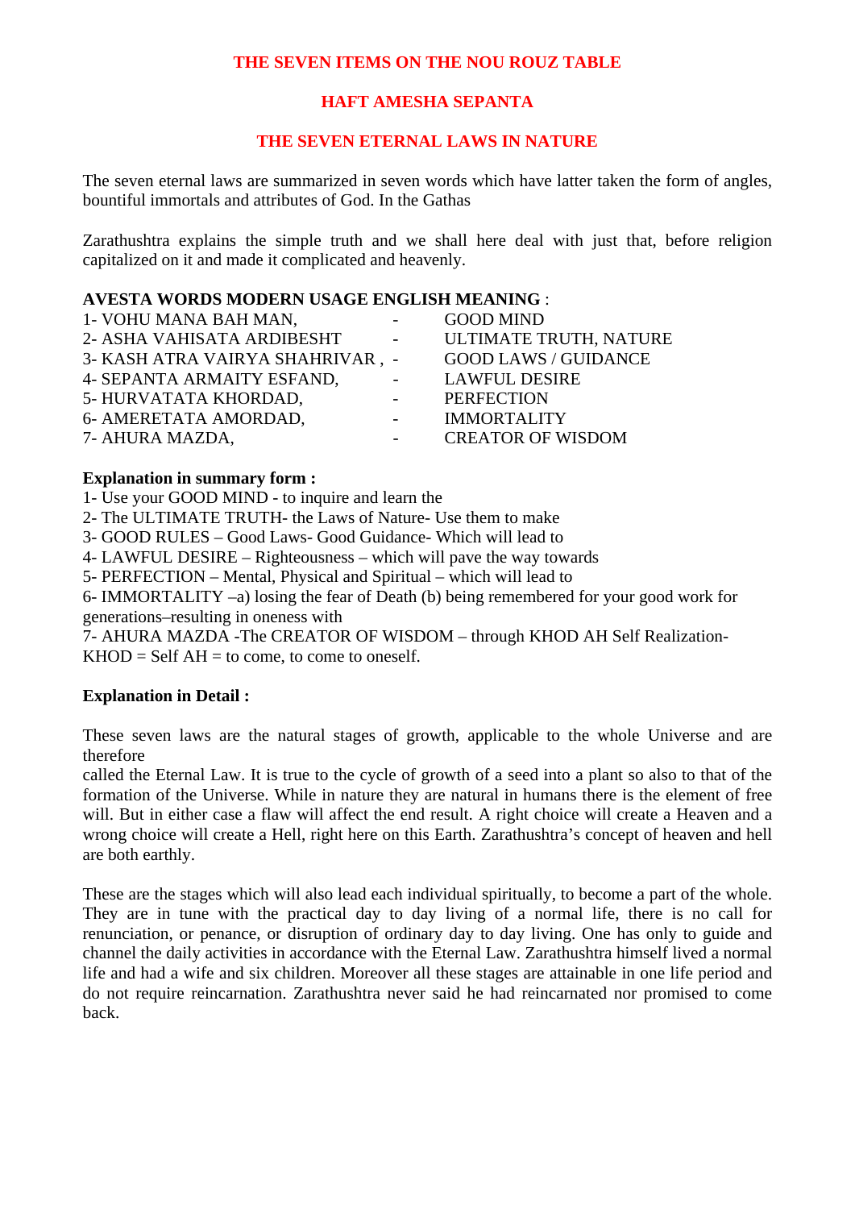# THE SEVEN ITEMS ON THE NOU ROUZ TABLE

## HAFT AMESHA SEPANTA

## THE SEVEN ETERNAL LAWS IN NATURE

The seven eternal laws are summarized in seven words which have latter taken the form of angles, bountiful immortals and attributes of God. In the Gathas

Zarathushtra explains the simple truth and we shall here deal with just that, before religion capitalized on it and made it complicated and heavenly.

**AVESTA WORDS MODERN USAGE ENGLISH MEANING** :

| | | |
|---|---|---|
| 1- VOHU MANA BAH MAN, | - | GOOD MIND |
| 2- ASHA VAHISATA ARDIBESHT | - | ULTIMATE TRUTH, NATURE |
| 3- KASH ATRA VAIRYA SHAHRIVAR , | - | GOOD LAWS / GUIDANCE |
| 4- SEPANTA ARMAITY ESFAND, | - | LAWFUL DESIRE |
| 5- HURVATATA KHORDAD, | - | PERFECTION |
| 6- AMERETATA AMORDAD, | - | IMMORTALITY |
| 7- AHURA MAZDA, | - | CREATOR OF WISDOM |

**Explanation in summary form :**

1- Use your GOOD MIND - to inquire and learn the
2- The ULTIMATE TRUTH- the Laws of Nature- Use them to make
3- GOOD RULES – Good Laws- Good Guidance- Which will lead to
4- LAWFUL DESIRE – Righteousness – which will pave the way towards
5- PERFECTION – Mental, Physical and Spiritual – which will lead to
6- IMMORTALITY –a) losing the fear of Death (b) being remembered for your good work for generations–resulting in oneness with
7- AHURA MAZDA -The CREATOR OF WISDOM – through KHOD AH Self Realization- KHOD = Self AH = to come, to come to oneself.

**Explanation in Detail :**

These seven laws are the natural stages of growth, applicable to the whole Universe and are therefore
called the Eternal Law. It is true to the cycle of growth of a seed into a plant so also to that of the formation of the Universe. While in nature they are natural in humans there is the element of free will. But in either case a flaw will affect the end result. A right choice will create a Heaven and a wrong choice will create a Hell, right here on this Earth. Zarathushtra's concept of heaven and hell are both earthly.

These are the stages which will also lead each individual spiritually, to become a part of the whole. They are in tune with the practical day to day living of a normal life, there is no call for renunciation, or penance, or disruption of ordinary day to day living. One has only to guide and channel the daily activities in accordance with the Eternal Law. Zarathushtra himself lived a normal life and had a wife and six children. Moreover all these stages are attainable in one life period and do not require reincarnation. Zarathushtra never said he had reincarnated nor promised to come back.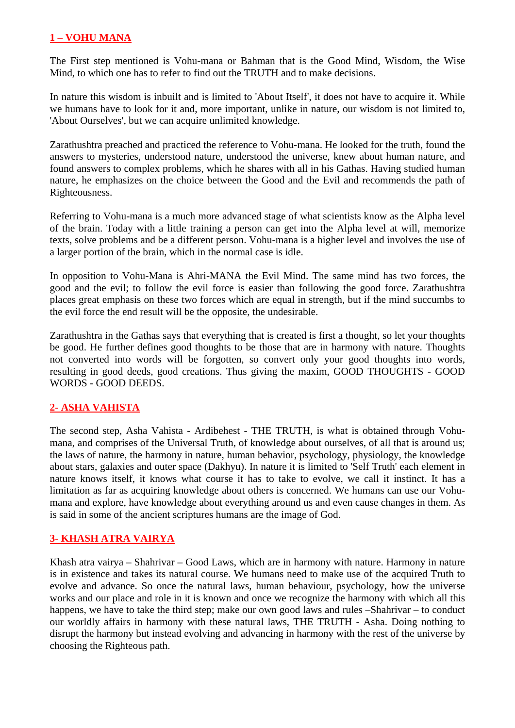## 1 – VOHU MANA

The First step mentioned is Vohu-mana or Bahman that is the Good Mind, Wisdom, the Wise Mind, to which one has to refer to find out the TRUTH and to make decisions.

In nature this wisdom is inbuilt and is limited to 'About Itself', it does not have to acquire it. While we humans have to look for it and, more important, unlike in nature, our wisdom is not limited to, 'About Ourselves', but we can acquire unlimited knowledge.

Zarathushtra preached and practiced the reference to Vohu-mana. He looked for the truth, found the answers to mysteries, understood nature, understood the universe, knew about human nature, and found answers to complex problems, which he shares with all in his Gathas. Having studied human nature, he emphasizes on the choice between the Good and the Evil and recommends the path of Righteousness.

Referring to Vohu-mana is a much more advanced stage of what scientists know as the Alpha level of the brain. Today with a little training a person can get into the Alpha level at will, memorize texts, solve problems and be a different person. Vohu-mana is a higher level and involves the use of a larger portion of the brain, which in the normal case is idle.

In opposition to Vohu-Mana is Ahri-MANA the Evil Mind. The same mind has two forces, the good and the evil; to follow the evil force is easier than following the good force. Zarathushtra places great emphasis on these two forces which are equal in strength, but if the mind succumbs to the evil force the end result will be the opposite, the undesirable.

Zarathushtra in the Gathas says that everything that is created is first a thought, so let your thoughts be good. He further defines good thoughts to be those that are in harmony with nature. Thoughts not converted into words will be forgotten, so convert only your good thoughts into words, resulting in good deeds, good creations. Thus giving the maxim, GOOD THOUGHTS - GOOD WORDS - GOOD DEEDS.

## 2- ASHA VAHISTA

The second step, Asha Vahista - Ardibehest - THE TRUTH, is what is obtained through Vohu-mana, and comprises of the Universal Truth, of knowledge about ourselves, of all that is around us; the laws of nature, the harmony in nature, human behavior, psychology, physiology, the knowledge about stars, galaxies and outer space (Dakhyu). In nature it is limited to 'Self Truth' each element in nature knows itself, it knows what course it has to take to evolve, we call it instinct. It has a limitation as far as acquiring knowledge about others is concerned. We humans can use our Vohu-mana and explore, have knowledge about everything around us and even cause changes in them. As is said in some of the ancient scriptures humans are the image of God.

## 3- KHASH ATRA VAIRYA

Khash atra vairya – Shahrivar – Good Laws, which are in harmony with nature. Harmony in nature is in existence and takes its natural course. We humans need to make use of the acquired Truth to evolve and advance. So once the natural laws, human behaviour, psychology, how the universe works and our place and role in it is known and once we recognize the harmony with which all this happens, we have to take the third step; make our own good laws and rules –Shahrivar – to conduct our worldly affairs in harmony with these natural laws, THE TRUTH - Asha. Doing nothing to disrupt the harmony but instead evolving and advancing in harmony with the rest of the universe by choosing the Righteous path.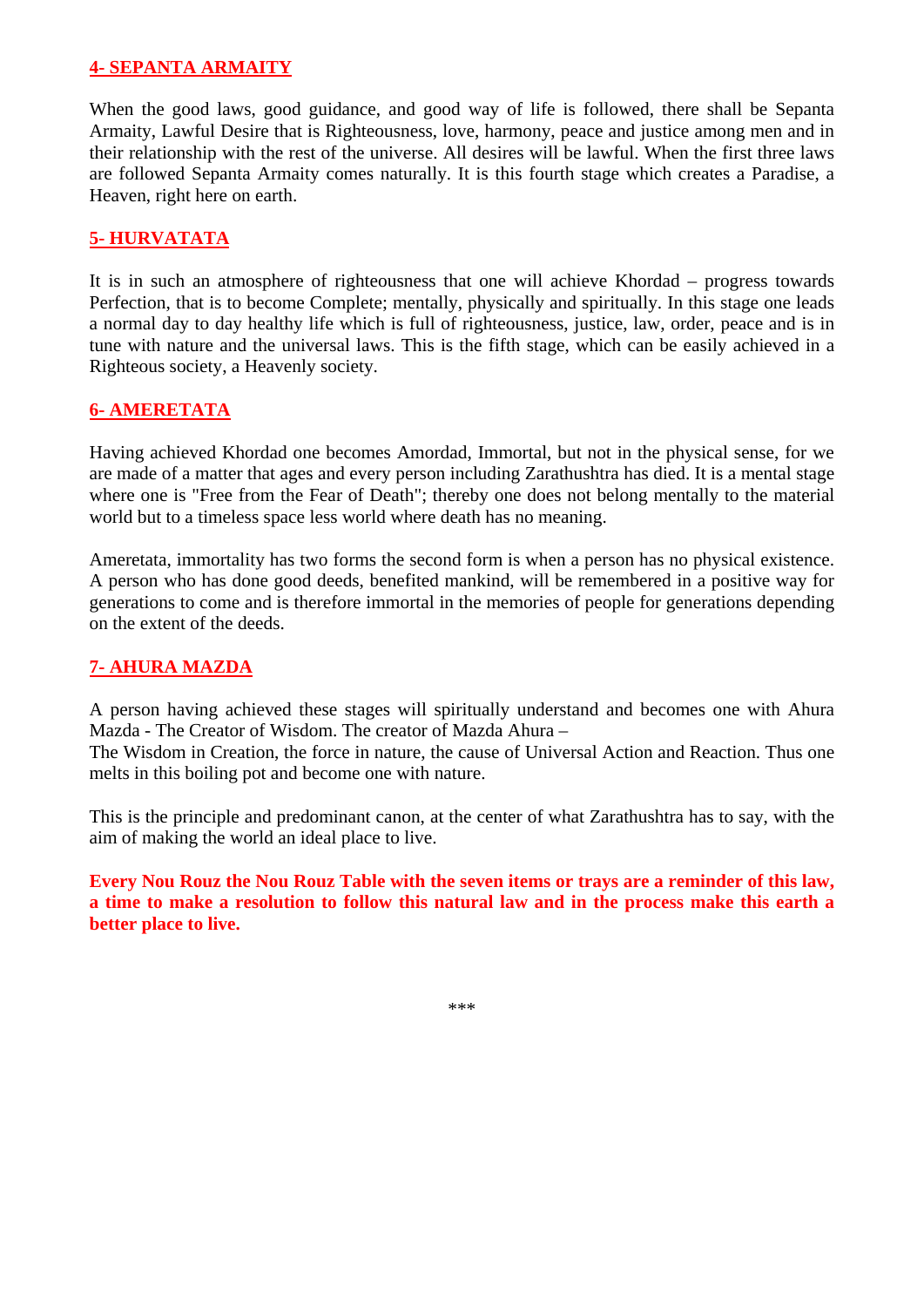## 4- SEPANTA ARMAITY

When the good laws, good guidance, and good way of life is followed, there shall be Sepanta Armaity, Lawful Desire that is Righteousness, love, harmony, peace and justice among men and in their relationship with the rest of the universe. All desires will be lawful. When the first three laws are followed Sepanta Armaity comes naturally. It is this fourth stage which creates a Paradise, a Heaven, right here on earth.

## 5- HURVATATA

It is in such an atmosphere of righteousness that one will achieve Khordad – progress towards Perfection, that is to become Complete; mentally, physically and spiritually. In this stage one leads a normal day to day healthy life which is full of righteousness, justice, law, order, peace and is in tune with nature and the universal laws. This is the fifth stage, which can be easily achieved in a Righteous society, a Heavenly society.

## 6- AMERETATA

Having achieved Khordad one becomes Amordad, Immortal, but not in the physical sense, for we are made of a matter that ages and every person including Zarathushtra has died. It is a mental stage where one is "Free from the Fear of Death"; thereby one does not belong mentally to the material world but to a timeless space less world where death has no meaning.

Ameretata, immortality has two forms the second form is when a person has no physical existence. A person who has done good deeds, benefited mankind, will be remembered in a positive way for generations to come and is therefore immortal in the memories of people for generations depending on the extent of the deeds.

## 7- AHURA MAZDA

A person having achieved these stages will spiritually understand and becomes one with Ahura Mazda - The Creator of Wisdom. The creator of Mazda Ahura –
The Wisdom in Creation, the force in nature, the cause of Universal Action and Reaction. Thus one melts in this boiling pot and become one with nature.

This is the principle and predominant canon, at the center of what Zarathushtra has to say, with the aim of making the world an ideal place to live.

**Every Nou Rouz the Nou Rouz Table with the seven items or trays are a reminder of this law, a time to make a resolution to follow this natural law and in the process make this earth a better place to live.**

***